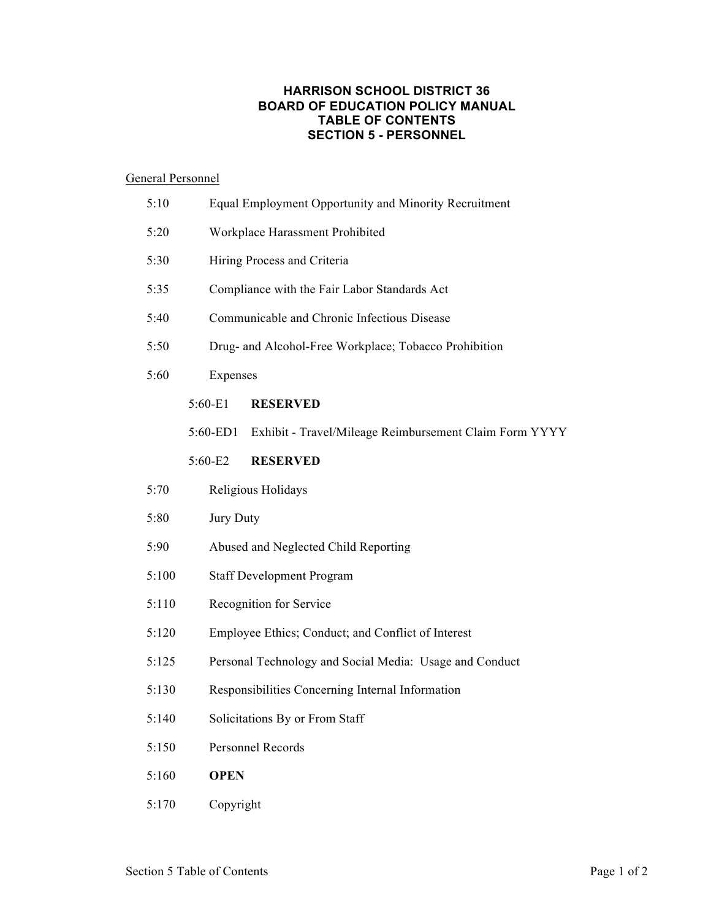# HARRISON SCHOOL DISTRICT 36
# BOARD OF EDUCATION POLICY MANUAL
# TABLE OF CONTENTS
# SECTION 5 - PERSONNEL

General Personnel

- 5:10 Equal Employment Opportunity and Minority Recruitment
- 5:20 Workplace Harassment Prohibited
- 5:30 Hiring Process and Criteria
- 5:35 Compliance with the Fair Labor Standards Act
- 5:40 Communicable and Chronic Infectious Disease
- 5:50 Drug- and Alcohol-Free Workplace; Tobacco Prohibition
- 5:60 Expenses
  - 5:60-E1 **RESERVED**
  - 5:60-ED1 Exhibit - Travel/Mileage Reimbursement Claim Form YYYY
  - 5:60-E2 **RESERVED**
- 5:70 Religious Holidays
- 5:80 Jury Duty
- 5:90 Abused and Neglected Child Reporting
- 5:100 Staff Development Program
- 5:110 Recognition for Service
- 5:120 Employee Ethics; Conduct; and Conflict of Interest
- 5:125 Personal Technology and Social Media: Usage and Conduct
- 5:130 Responsibilities Concerning Internal Information
- 5:140 Solicitations By or From Staff
- 5:150 Personnel Records
- 5:160 **OPEN**
- 5:170 Copyright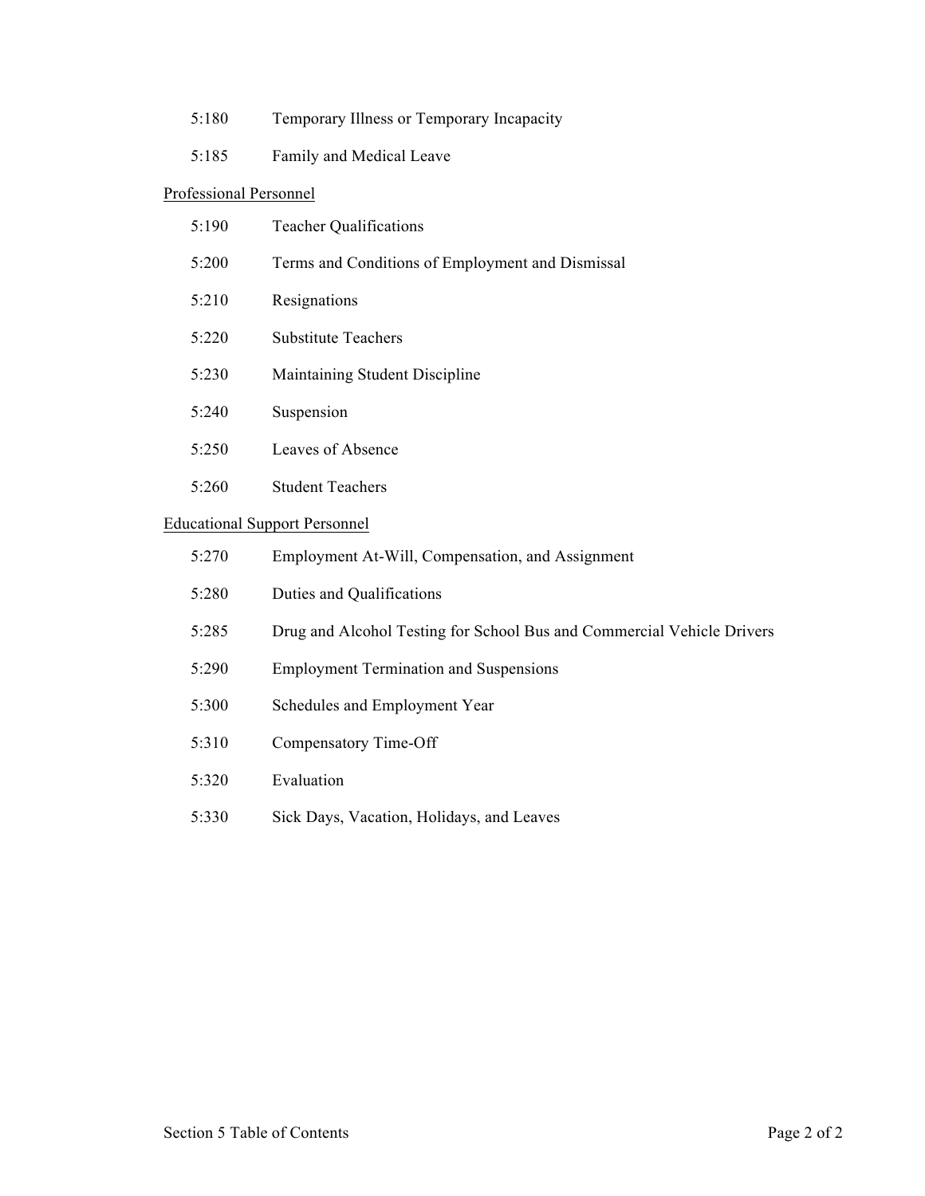5:180 Temporary Illness or Temporary Incapacity

5:185 Family and Medical Leave

Professional Personnel

5:190 Teacher Qualifications

5:200 Terms and Conditions of Employment and Dismissal

5:210 Resignations

5:220 Substitute Teachers

5:230 Maintaining Student Discipline

5:240 Suspension

5:250 Leaves of Absence

5:260 Student Teachers

Educational Support Personnel

5:270 Employment At-Will, Compensation, and Assignment

5:280 Duties and Qualifications

5:285 Drug and Alcohol Testing for School Bus and Commercial Vehicle Drivers

5:290 Employment Termination and Suspensions

5:300 Schedules and Employment Year

5:310 Compensatory Time-Off

5:320 Evaluation

5:330 Sick Days, Vacation, Holidays, and Leaves